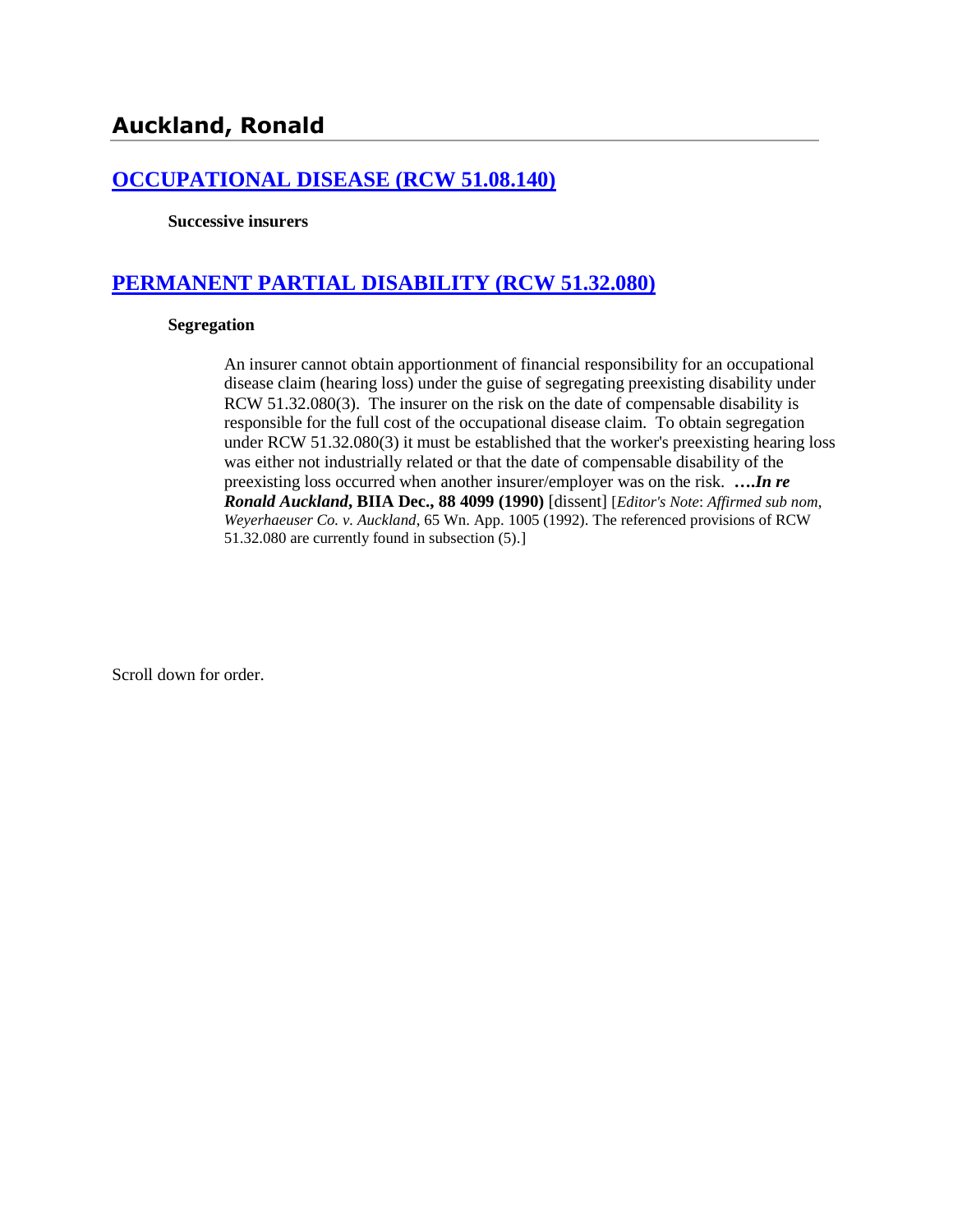# Auckland, Ronald

## [OCCUPATIONAL DISEASE (RCW 51.08.140)]

**Successive insurers**

## [PERMANENT PARTIAL DISABILITY (RCW 51.32.080)]

**Segregation**

An insurer cannot obtain apportionment of financial responsibility for an occupational disease claim (hearing loss) under the guise of segregating preexisting disability under RCW 51.32.080(3). The insurer on the risk on the date of compensable disability is responsible for the full cost of the occupational disease claim. To obtain segregation under RCW 51.32.080(3) it must be established that the worker's preexisting hearing loss was either not industrially related or that the date of compensable disability of the preexisting loss occurred when another insurer/employer was on the risk. ***….In re Ronald Auckland*, BIIA Dec., 88 4099 (1990)** [dissent] [*Editor's Note*: *Affirmed sub nom*, *Weyerhaeuser Co. v. Auckland*, 65 Wn. App. 1005 (1992). The referenced provisions of RCW 51.32.080 are currently found in subsection (5).]

Scroll down for order.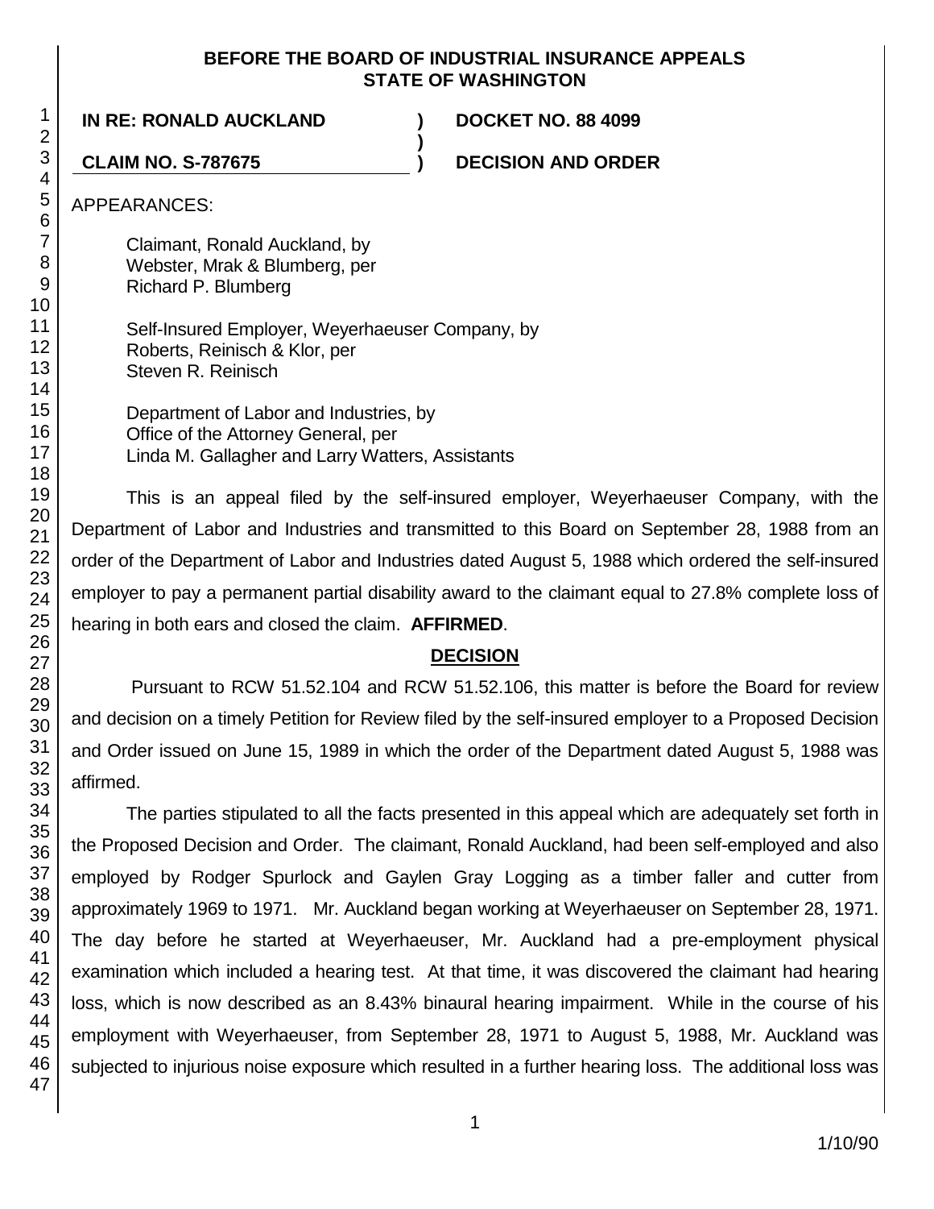**BEFORE THE BOARD OF INDUSTRIAL INSURANCE APPEALS**
**STATE OF WASHINGTON**

| | | |
|---|---|---|
| **IN RE: RONALD AUCKLAND** | **)** | **DOCKET NO. 88 4099** |
| | **)** | |
| **CLAIM NO. S-787675** | **)** | **DECISION AND ORDER** |

APPEARANCES:

Claimant, Ronald Auckland, by
Webster, Mrak & Blumberg, per
Richard P. Blumberg

Self-Insured Employer, Weyerhaeuser Company, by
Roberts, Reinisch & Klor, per
Steven R. Reinisch

Department of Labor and Industries, by
Office of the Attorney General, per
Linda M. Gallagher and Larry Watters, Assistants

This is an appeal filed by the self-insured employer, Weyerhaeuser Company, with the Department of Labor and Industries and transmitted to this Board on September 28, 1988 from an order of the Department of Labor and Industries dated August 5, 1988 which ordered the self-insured employer to pay a permanent partial disability award to the claimant equal to 27.8% complete loss of hearing in both ears and closed the claim. **AFFIRMED**.

## DECISION

Pursuant to RCW 51.52.104 and RCW 51.52.106, this matter is before the Board for review and decision on a timely Petition for Review filed by the self-insured employer to a Proposed Decision and Order issued on June 15, 1989 in which the order of the Department dated August 5, 1988 was affirmed.

The parties stipulated to all the facts presented in this appeal which are adequately set forth in the Proposed Decision and Order. The claimant, Ronald Auckland, had been self-employed and also employed by Rodger Spurlock and Gaylen Gray Logging as a timber faller and cutter from approximately 1969 to 1971. Mr. Auckland began working at Weyerhaeuser on September 28, 1971. The day before he started at Weyerhaeuser, Mr. Auckland had a pre-employment physical examination which included a hearing test. At that time, it was discovered the claimant had hearing loss, which is now described as an 8.43% binaural hearing impairment. While in the course of his employment with Weyerhaeuser, from September 28, 1971 to August 5, 1988, Mr. Auckland was subjected to injurious noise exposure which resulted in a further hearing loss. The additional loss was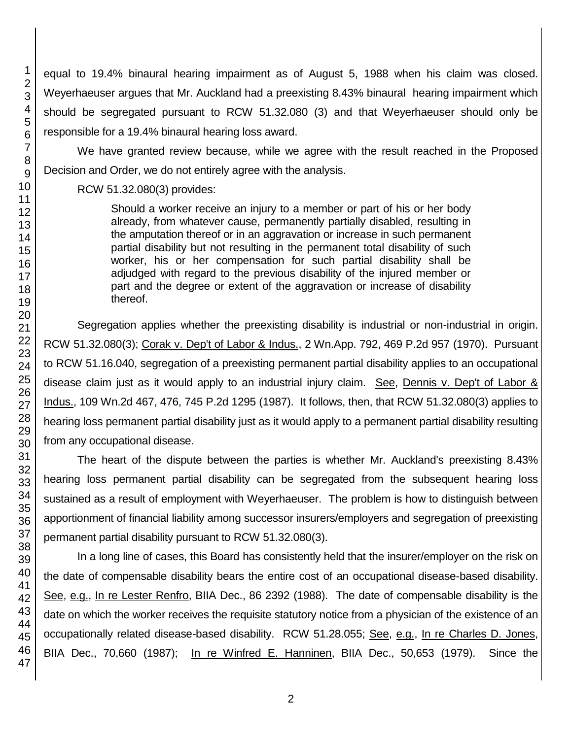equal to 19.4% binaural hearing impairment as of August 5, 1988 when his claim was closed. Weyerhaeuser argues that Mr. Auckland had a preexisting 8.43% binaural hearing impairment which should be segregated pursuant to RCW 51.32.080 (3) and that Weyerhaeuser should only be responsible for a 19.4% binaural hearing loss award.

We have granted review because, while we agree with the result reached in the Proposed Decision and Order, we do not entirely agree with the analysis.

RCW 51.32.080(3) provides:

> Should a worker receive an injury to a member or part of his or her body already, from whatever cause, permanently partially disabled, resulting in the amputation thereof or in an aggravation or increase in such permanent partial disability but not resulting in the permanent total disability of such worker, his or her compensation for such partial disability shall be adjudged with regard to the previous disability of the injured member or part and the degree or extent of the aggravation or increase of disability thereof.

Segregation applies whether the preexisting disability is industrial or non-industrial in origin. RCW 51.32.080(3); Corak v. Dep't of Labor & Indus., 2 Wn.App. 792, 469 P.2d 957 (1970). Pursuant to RCW 51.16.040, segregation of a preexisting permanent partial disability applies to an occupational disease claim just as it would apply to an industrial injury claim. See, Dennis v. Dep't of Labor & Indus., 109 Wn.2d 467, 476, 745 P.2d 1295 (1987). It follows, then, that RCW 51.32.080(3) applies to hearing loss permanent partial disability just as it would apply to a permanent partial disability resulting from any occupational disease.

The heart of the dispute between the parties is whether Mr. Auckland's preexisting 8.43% hearing loss permanent partial disability can be segregated from the subsequent hearing loss sustained as a result of employment with Weyerhaeuser. The problem is how to distinguish between apportionment of financial liability among successor insurers/employers and segregation of preexisting permanent partial disability pursuant to RCW 51.32.080(3).

In a long line of cases, this Board has consistently held that the insurer/employer on the risk on the date of compensable disability bears the entire cost of an occupational disease-based disability. See, e.g., In re Lester Renfro, BIIA Dec., 86 2392 (1988). The date of compensable disability is the date on which the worker receives the requisite statutory notice from a physician of the existence of an occupationally related disease-based disability. RCW 51.28.055; See, e.g., In re Charles D. Jones, BIIA Dec., 70,660 (1987); In re Winfred E. Hanninen, BIIA Dec., 50,653 (1979). Since the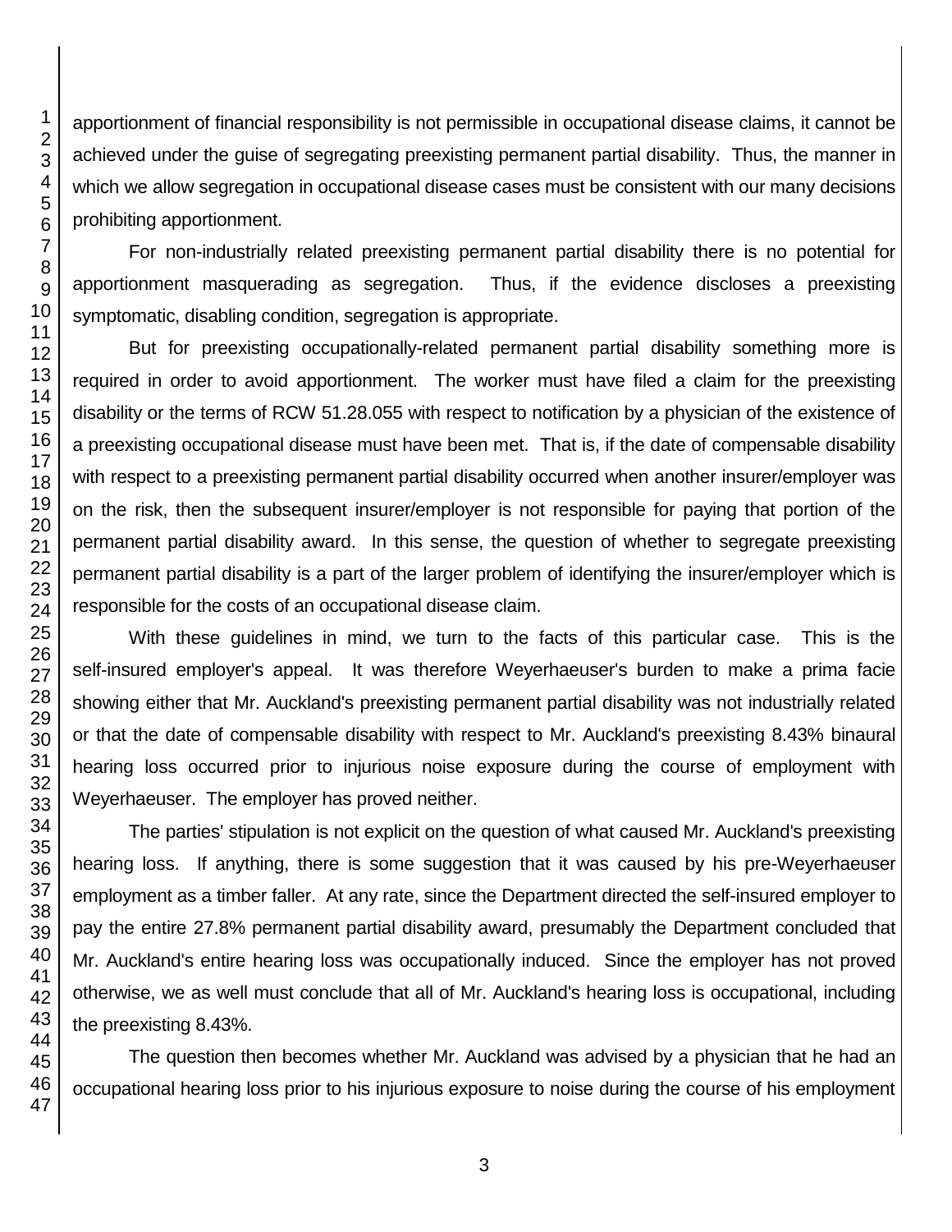apportionment of financial responsibility is not permissible in occupational disease claims, it cannot be achieved under the guise of segregating preexisting permanent partial disability. Thus, the manner in which we allow segregation in occupational disease cases must be consistent with our many decisions prohibiting apportionment.

For non-industrially related preexisting permanent partial disability there is no potential for apportionment masquerading as segregation. Thus, if the evidence discloses a preexisting symptomatic, disabling condition, segregation is appropriate.

But for preexisting occupationally-related permanent partial disability something more is required in order to avoid apportionment. The worker must have filed a claim for the preexisting disability or the terms of RCW 51.28.055 with respect to notification by a physician of the existence of a preexisting occupational disease must have been met. That is, if the date of compensable disability with respect to a preexisting permanent partial disability occurred when another insurer/employer was on the risk, then the subsequent insurer/employer is not responsible for paying that portion of the permanent partial disability award. In this sense, the question of whether to segregate preexisting permanent partial disability is a part of the larger problem of identifying the insurer/employer which is responsible for the costs of an occupational disease claim.

With these guidelines in mind, we turn to the facts of this particular case. This is the self-insured employer's appeal. It was therefore Weyerhaeuser's burden to make a prima facie showing either that Mr. Auckland's preexisting permanent partial disability was not industrially related or that the date of compensable disability with respect to Mr. Auckland's preexisting 8.43% binaural hearing loss occurred prior to injurious noise exposure during the course of employment with Weyerhaeuser. The employer has proved neither.

The parties' stipulation is not explicit on the question of what caused Mr. Auckland's preexisting hearing loss. If anything, there is some suggestion that it was caused by his pre-Weyerhaeuser employment as a timber faller. At any rate, since the Department directed the self-insured employer to pay the entire 27.8% permanent partial disability award, presumably the Department concluded that Mr. Auckland's entire hearing loss was occupationally induced. Since the employer has not proved otherwise, we as well must conclude that all of Mr. Auckland's hearing loss is occupational, including the preexisting 8.43%.

The question then becomes whether Mr. Auckland was advised by a physician that he had an occupational hearing loss prior to his injurious exposure to noise during the course of his employment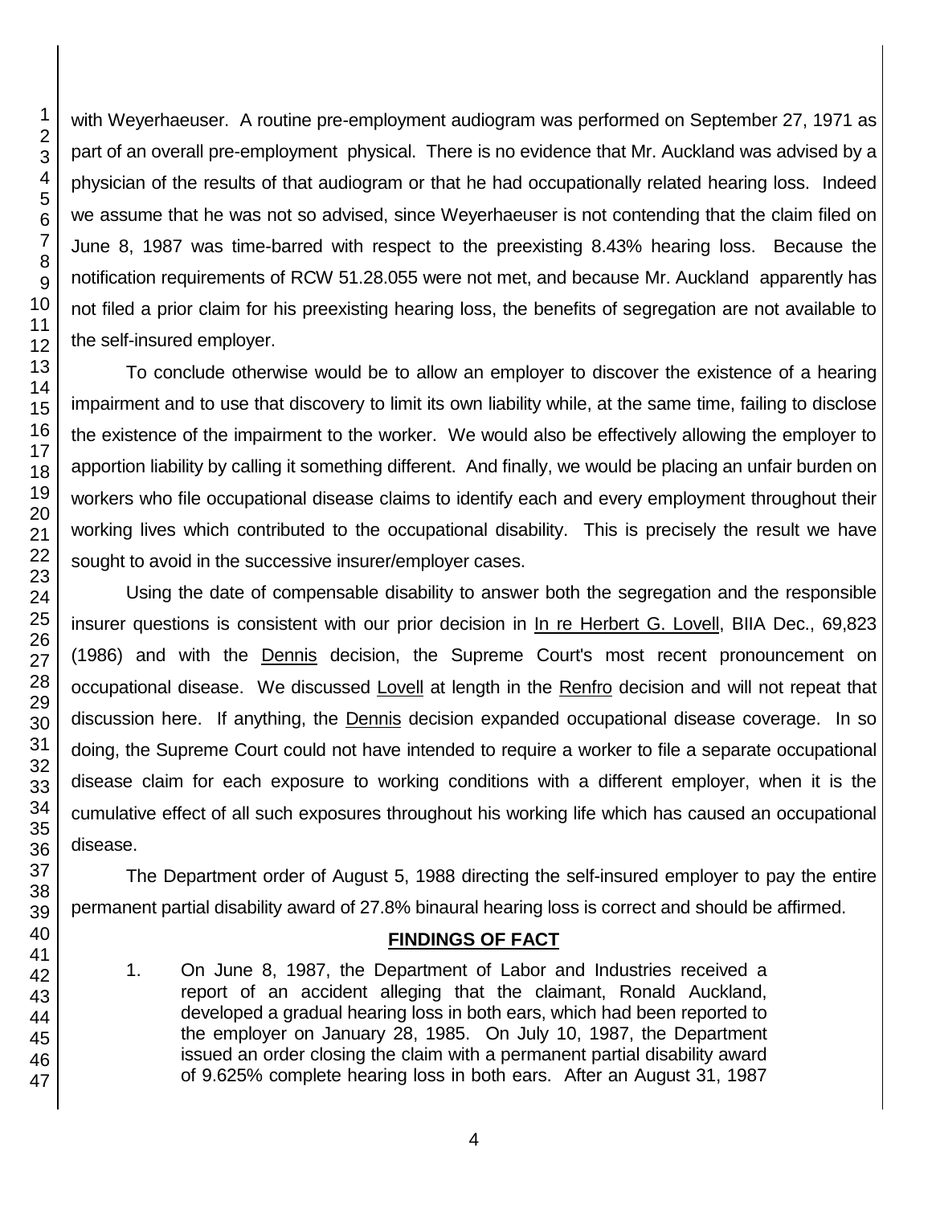with Weyerhaeuser. A routine pre-employment audiogram was performed on September 27, 1971 as part of an overall pre-employment physical. There is no evidence that Mr. Auckland was advised by a physician of the results of that audiogram or that he had occupationally related hearing loss. Indeed we assume that he was not so advised, since Weyerhaeuser is not contending that the claim filed on June 8, 1987 was time-barred with respect to the preexisting 8.43% hearing loss. Because the notification requirements of RCW 51.28.055 were not met, and because Mr. Auckland apparently has not filed a prior claim for his preexisting hearing loss, the benefits of segregation are not available to the self-insured employer.

To conclude otherwise would be to allow an employer to discover the existence of a hearing impairment and to use that discovery to limit its own liability while, at the same time, failing to disclose the existence of the impairment to the worker. We would also be effectively allowing the employer to apportion liability by calling it something different. And finally, we would be placing an unfair burden on workers who file occupational disease claims to identify each and every employment throughout their working lives which contributed to the occupational disability. This is precisely the result we have sought to avoid in the successive insurer/employer cases.

Using the date of compensable disability to answer both the segregation and the responsible insurer questions is consistent with our prior decision in In re Herbert G. Lovell, BIIA Dec., 69,823 (1986) and with the Dennis decision, the Supreme Court's most recent pronouncement on occupational disease. We discussed Lovell at length in the Renfro decision and will not repeat that discussion here. If anything, the Dennis decision expanded occupational disease coverage. In so doing, the Supreme Court could not have intended to require a worker to file a separate occupational disease claim for each exposure to working conditions with a different employer, when it is the cumulative effect of all such exposures throughout his working life which has caused an occupational disease.

The Department order of August 5, 1988 directing the self-insured employer to pay the entire permanent partial disability award of 27.8% binaural hearing loss is correct and should be affirmed.

## FINDINGS OF FACT

1. On June 8, 1987, the Department of Labor and Industries received a report of an accident alleging that the claimant, Ronald Auckland, developed a gradual hearing loss in both ears, which had been reported to the employer on January 28, 1985. On July 10, 1987, the Department issued an order closing the claim with a permanent partial disability award of 9.625% complete hearing loss in both ears. After an August 31, 1987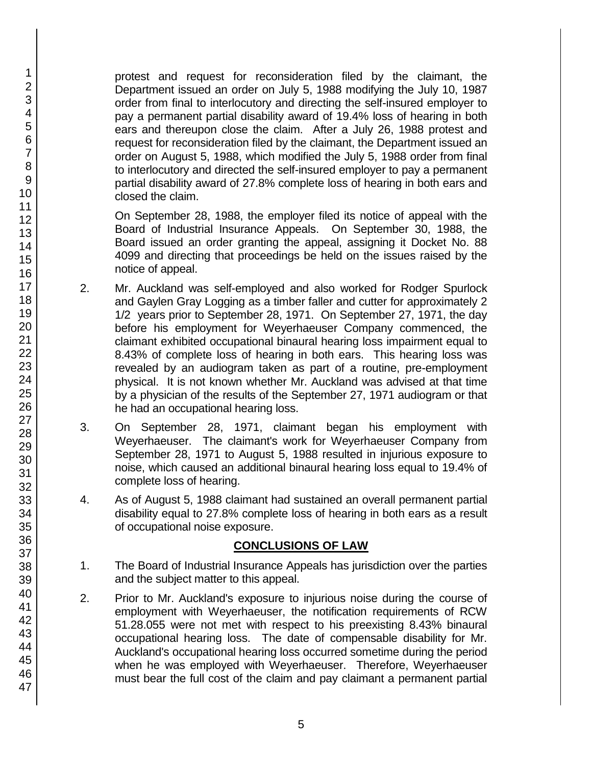protest and request for reconsideration filed by the claimant, the Department issued an order on July 5, 1988 modifying the July 10, 1987 order from final to interlocutory and directing the self-insured employer to pay a permanent partial disability award of 19.4% loss of hearing in both ears and thereupon close the claim. After a July 26, 1988 protest and request for reconsideration filed by the claimant, the Department issued an order on August 5, 1988, which modified the July 5, 1988 order from final to interlocutory and directed the self-insured employer to pay a permanent partial disability award of 27.8% complete loss of hearing in both ears and closed the claim.

On September 28, 1988, the employer filed its notice of appeal with the Board of Industrial Insurance Appeals. On September 30, 1988, the Board issued an order granting the appeal, assigning it Docket No. 88 4099 and directing that proceedings be held on the issues raised by the notice of appeal.

2. Mr. Auckland was self-employed and also worked for Rodger Spurlock and Gaylen Gray Logging as a timber faller and cutter for approximately 2 1/2 years prior to September 28, 1971. On September 27, 1971, the day before his employment for Weyerhaeuser Company commenced, the claimant exhibited occupational binaural hearing loss impairment equal to 8.43% of complete loss of hearing in both ears. This hearing loss was revealed by an audiogram taken as part of a routine, pre-employment physical. It is not known whether Mr. Auckland was advised at that time by a physician of the results of the September 27, 1971 audiogram or that he had an occupational hearing loss.

3. On September 28, 1971, claimant began his employment with Weyerhaeuser. The claimant's work for Weyerhaeuser Company from September 28, 1971 to August 5, 1988 resulted in injurious exposure to noise, which caused an additional binaural hearing loss equal to 19.4% of complete loss of hearing.

4. As of August 5, 1988 claimant had sustained an overall permanent partial disability equal to 27.8% complete loss of hearing in both ears as a result of occupational noise exposure.

## CONCLUSIONS OF LAW

1. The Board of Industrial Insurance Appeals has jurisdiction over the parties and the subject matter to this appeal.

2. Prior to Mr. Auckland's exposure to injurious noise during the course of employment with Weyerhaeuser, the notification requirements of RCW 51.28.055 were not met with respect to his preexisting 8.43% binaural occupational hearing loss. The date of compensable disability for Mr. Auckland's occupational hearing loss occurred sometime during the period when he was employed with Weyerhaeuser. Therefore, Weyerhaeuser must bear the full cost of the claim and pay claimant a permanent partial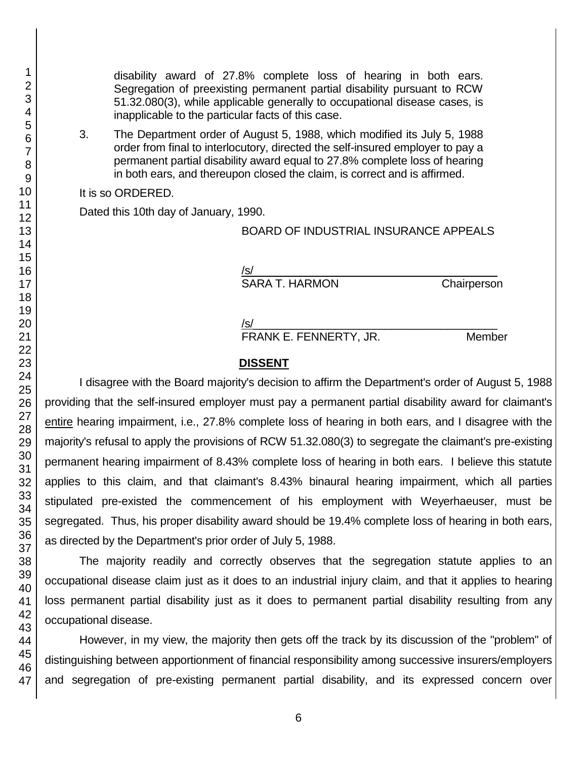disability award of 27.8% complete loss of hearing in both ears. Segregation of preexisting permanent partial disability pursuant to RCW 51.32.080(3), while applicable generally to occupational disease cases, is inapplicable to the particular facts of this case.

3. The Department order of August 5, 1988, which modified its July 5, 1988 order from final to interlocutory, directed the self-insured employer to pay a permanent partial disability award equal to 27.8% complete loss of hearing in both ears, and thereupon closed the claim, is correct and is affirmed.

It is so ORDERED.

Dated this 10th day of January, 1990.

BOARD OF INDUSTRIAL INSURANCE APPEALS

/s/
SARA T. HARMON Chairperson

/s/
FRANK E. FENNERTY, JR. Member

## DISSENT

I disagree with the Board majority's decision to affirm the Department's order of August 5, 1988 providing that the self-insured employer must pay a permanent partial disability award for claimant's entire hearing impairment, i.e., 27.8% complete loss of hearing in both ears, and I disagree with the majority's refusal to apply the provisions of RCW 51.32.080(3) to segregate the claimant's pre-existing permanent hearing impairment of 8.43% complete loss of hearing in both ears. I believe this statute applies to this claim, and that claimant's 8.43% binaural hearing impairment, which all parties stipulated pre-existed the commencement of his employment with Weyerhaeuser, must be segregated. Thus, his proper disability award should be 19.4% complete loss of hearing in both ears, as directed by the Department's prior order of July 5, 1988.

The majority readily and correctly observes that the segregation statute applies to an occupational disease claim just as it does to an industrial injury claim, and that it applies to hearing loss permanent partial disability just as it does to permanent partial disability resulting from any occupational disease.

However, in my view, the majority then gets off the track by its discussion of the "problem" of distinguishing between apportionment of financial responsibility among successive insurers/employers and segregation of pre-existing permanent partial disability, and its expressed concern over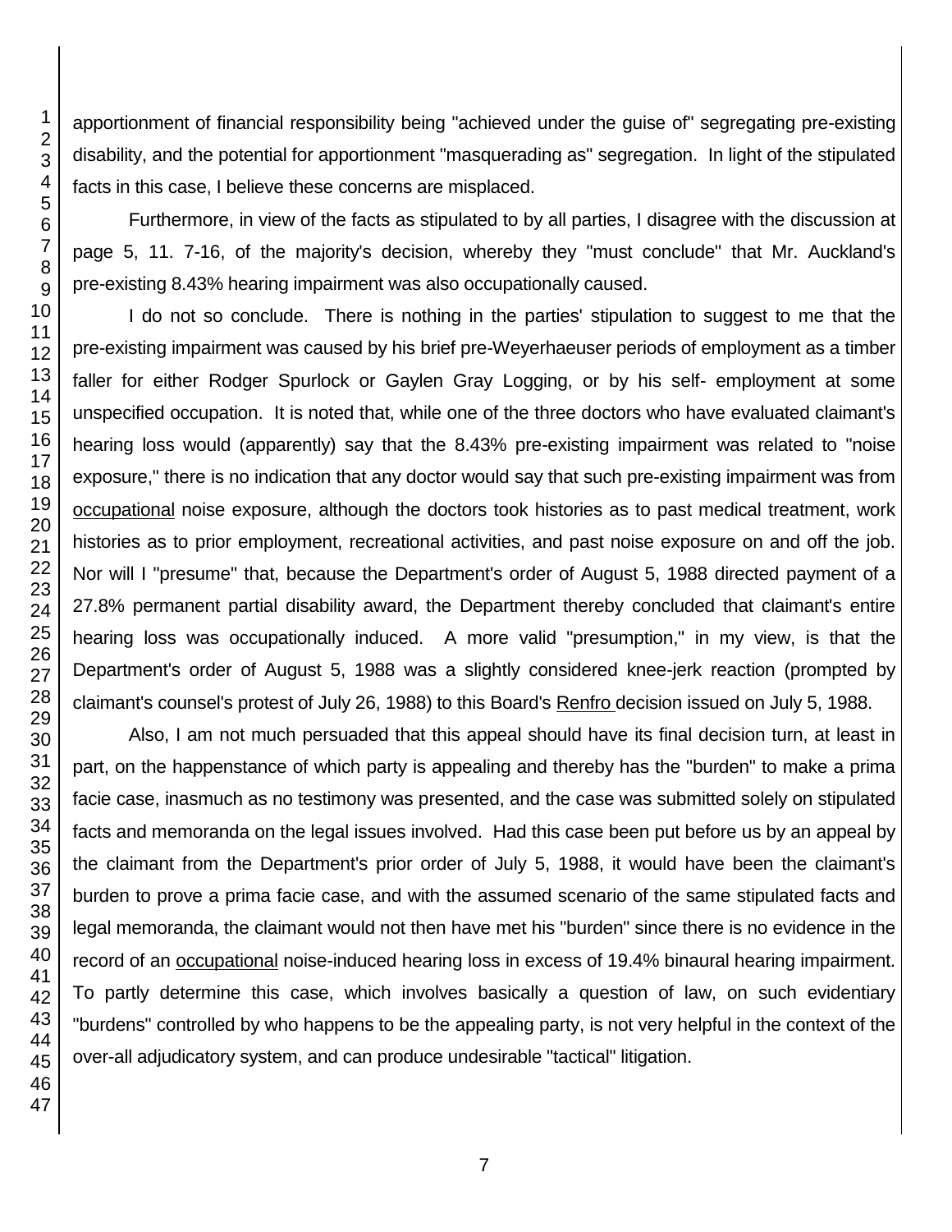apportionment of financial responsibility being "achieved under the guise of" segregating pre-existing disability, and the potential for apportionment "masquerading as" segregation. In light of the stipulated facts in this case, I believe these concerns are misplaced.

Furthermore, in view of the facts as stipulated to by all parties, I disagree with the discussion at page 5, 11. 7-16, of the majority's decision, whereby they "must conclude" that Mr. Auckland's pre-existing 8.43% hearing impairment was also occupationally caused.

I do not so conclude. There is nothing in the parties' stipulation to suggest to me that the pre-existing impairment was caused by his brief pre-Weyerhaeuser periods of employment as a timber faller for either Rodger Spurlock or Gaylen Gray Logging, or by his self- employment at some unspecified occupation. It is noted that, while one of the three doctors who have evaluated claimant's hearing loss would (apparently) say that the 8.43% pre-existing impairment was related to "noise exposure," there is no indication that any doctor would say that such pre-existing impairment was from occupational noise exposure, although the doctors took histories as to past medical treatment, work histories as to prior employment, recreational activities, and past noise exposure on and off the job. Nor will I "presume" that, because the Department's order of August 5, 1988 directed payment of a 27.8% permanent partial disability award, the Department thereby concluded that claimant's entire hearing loss was occupationally induced. A more valid "presumption," in my view, is that the Department's order of August 5, 1988 was a slightly considered knee-jerk reaction (prompted by claimant's counsel's protest of July 26, 1988) to this Board's Renfro decision issued on July 5, 1988.

Also, I am not much persuaded that this appeal should have its final decision turn, at least in part, on the happenstance of which party is appealing and thereby has the "burden" to make a prima facie case, inasmuch as no testimony was presented, and the case was submitted solely on stipulated facts and memoranda on the legal issues involved. Had this case been put before us by an appeal by the claimant from the Department's prior order of July 5, 1988, it would have been the claimant's burden to prove a prima facie case, and with the assumed scenario of the same stipulated facts and legal memoranda, the claimant would not then have met his "burden" since there is no evidence in the record of an occupational noise-induced hearing loss in excess of 19.4% binaural hearing impairment. To partly determine this case, which involves basically a question of law, on such evidentiary "burdens" controlled by who happens to be the appealing party, is not very helpful in the context of the over-all adjudicatory system, and can produce undesirable "tactical" litigation.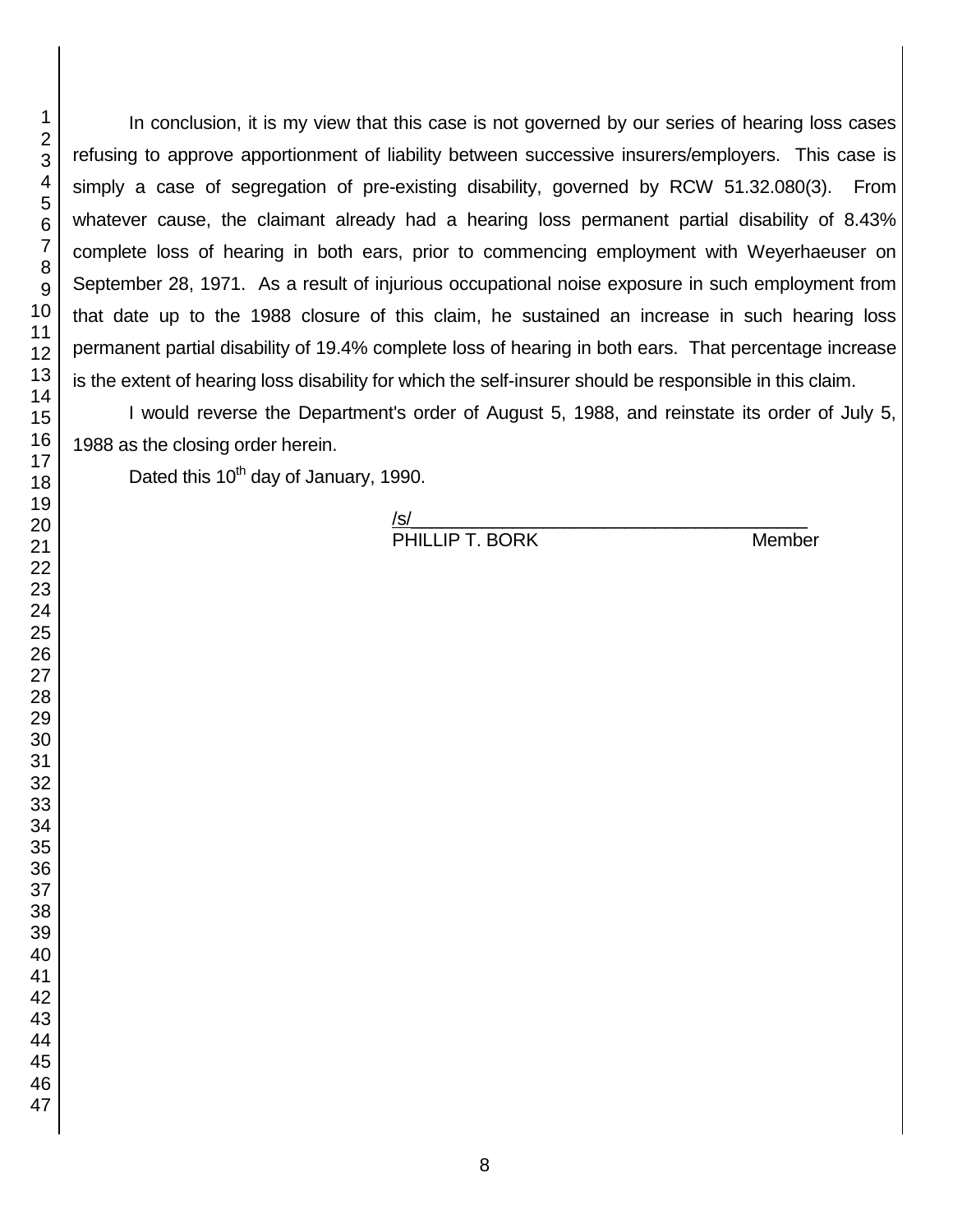In conclusion, it is my view that this case is not governed by our series of hearing loss cases refusing to approve apportionment of liability between successive insurers/employers. This case is simply a case of segregation of pre-existing disability, governed by RCW 51.32.080(3). From whatever cause, the claimant already had a hearing loss permanent partial disability of 8.43% complete loss of hearing in both ears, prior to commencing employment with Weyerhaeuser on September 28, 1971. As a result of injurious occupational noise exposure in such employment from that date up to the 1988 closure of this claim, he sustained an increase in such hearing loss permanent partial disability of 19.4% complete loss of hearing in both ears. That percentage increase is the extent of hearing loss disability for which the self-insurer should be responsible in this claim.

I would reverse the Department's order of August 5, 1988, and reinstate its order of July 5, 1988 as the closing order herein.

Dated this 10th day of January, 1990.

/s/\_\_\_\_\_\_\_\_\_\_\_\_\_\_\_\_\_\_\_\_\_\_\_\_\_\_\_\_\_\_\_\_\_\_\_\_\_\_\_\_
PHILLIP T. BORK Member